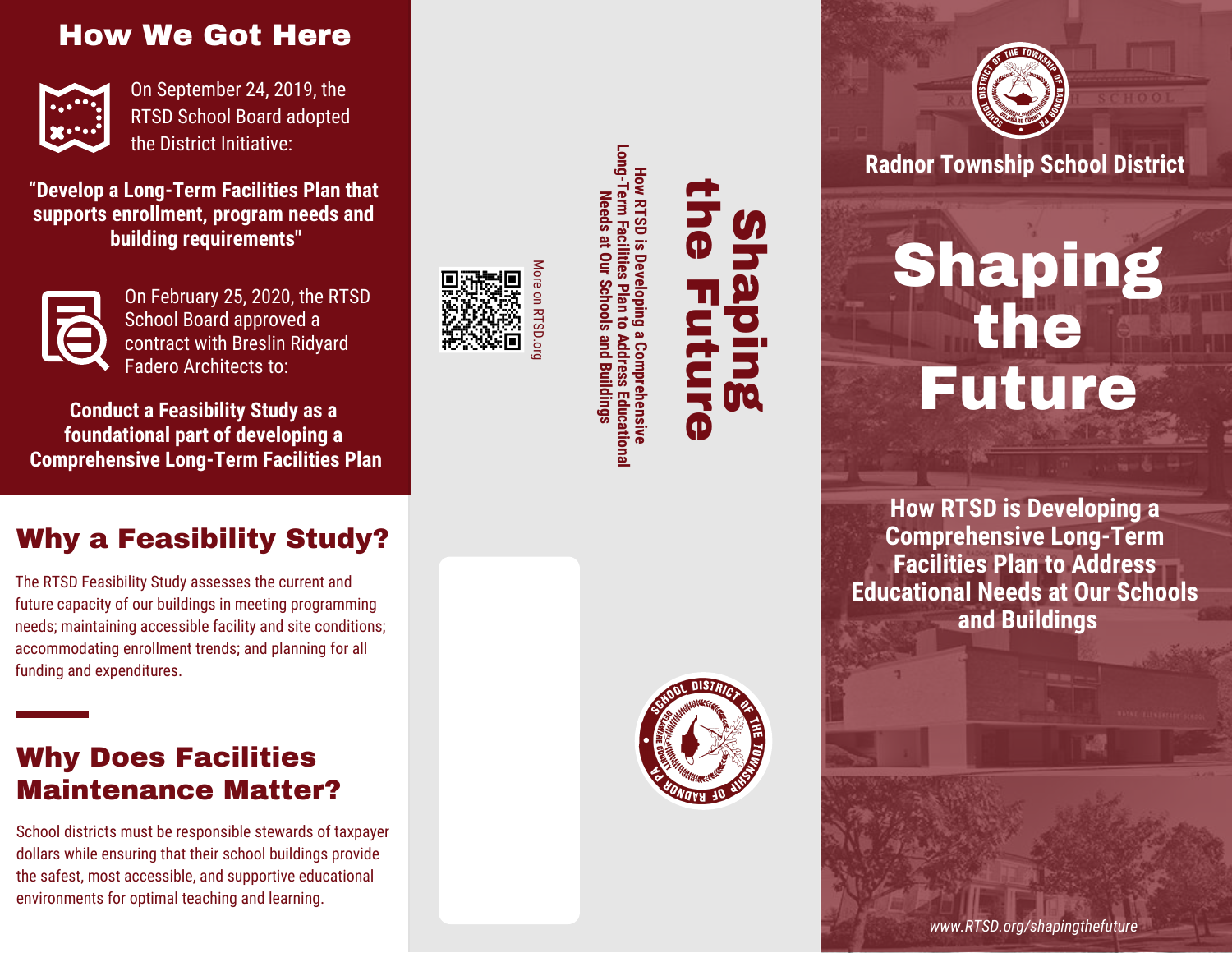## How We Got Here

On September 24, 2019, the RTSD School Board adopted the District Initiative:

**"Develop a Long-Term Facilities Plan that supports enrollment, program needs and building requirements"**

On February 25, 2020, the RTSD School Board approved a contract with Breslin Ridyard Fadero Architects to:

**Conduct a Feasibility Study as a foundational part of developing a Comprehensive Long-Term Facilities Plan**

## Why a Feasibility Study?

The RTSD Feasibility Study assesses the current and future capacity of our buildings in meeting programming needs; maintaining accessible facility and site conditions; accommodating enrollment trends; and planning for all funding and expenditures.

## Why Does Facilities Maintenance Matter?

School districts must be responsible stewards of taxpayer dollars while ensuring that their school buildings provide the safest, most accessible, and supportive educational environments for optimal teaching and learning.

More on RTSD.org

# Shaping the Future

**How RTSD is Developing a Comprehensive Long-Term Facilities Plan to Address Educational Needs at Our Schools and Buildings**

**Radnor Township School District**

# Shaping the Future

**How RTSD is Developing a Comprehensive Long-Term Facilities Plan to Address Educational Needs at Our Schools and Buildings**

*www.RTSD.org/shapingthefuture*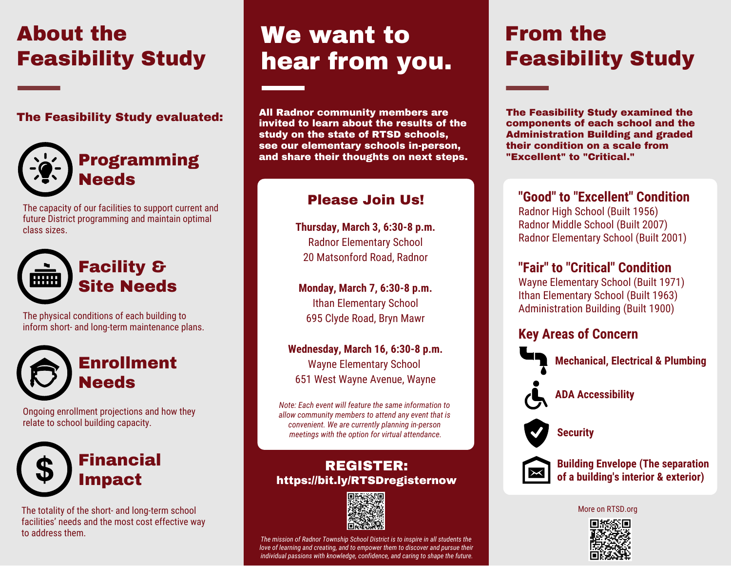# About the Feasibility Study

**The Feasibility Study evaluated:**

## Programming Needs

The capacity of our facilities to support current and future District programming and maintain optimal class sizes.

## Facility & Site Needs

The physical conditions of each building to inform short- and long-term maintenance plans.

## Enrollment Needs

Ongoing enrollment projections and how they relate to school building capacity.

## Financial Impact

The totality of the short- and long-term school facilities' needs and the most cost effective way to address them.

# We want to hear from you.

**All Radnor community members are invited to learn about the results of the study on the state of RTSD schools, see our elementary schools in-person, and share their thoughts on next steps.**

## Please Join Us!

**Thursday, March 3, 6:30-8 p.m.**
Radnor Elementary School
20 Matsonford Road, Radnor

**Monday, March 7, 6:30-8 p.m.**
Ithan Elementary School
695 Clyde Road, Bryn Mawr

**Wednesday, March 16, 6:30-8 p.m.**
Wayne Elementary School
651 West Wayne Avenue, Wayne

*Note: Each event will feature the same information to allow community members to attend any event that is convenient. We are currently planning in-person meetings with the option for virtual attendance.*

**REGISTER:**
**https://bit.ly/RTSDregisternow**

*The mission of Radnor Township School District is to inspire in all students the love of learning and creating, and to empower them to discover and pursue their individual passions with knowledge, confidence, and caring to shape the future.*

# From the Feasibility Study

**The Feasibility Study examined the components of each school and the Administration Building and graded their condition on a scale from "Excellent" to "Critical."**

## "Good" to "Excellent" Condition

Radnor High School (Built 1956)
Radnor Middle School (Built 2007)
Radnor Elementary School (Built 2001)

## "Fair" to "Critical" Condition

Wayne Elementary School (Built 1971)
Ithan Elementary School (Built 1963)
Administration Building (Built 1900)

## Key Areas of Concern

- **Mechanical, Electrical & Plumbing**
- **ADA Accessibility**
- **Security**
- **Building Envelope (The separation of a building's interior & exterior)**

More on RTSD.org